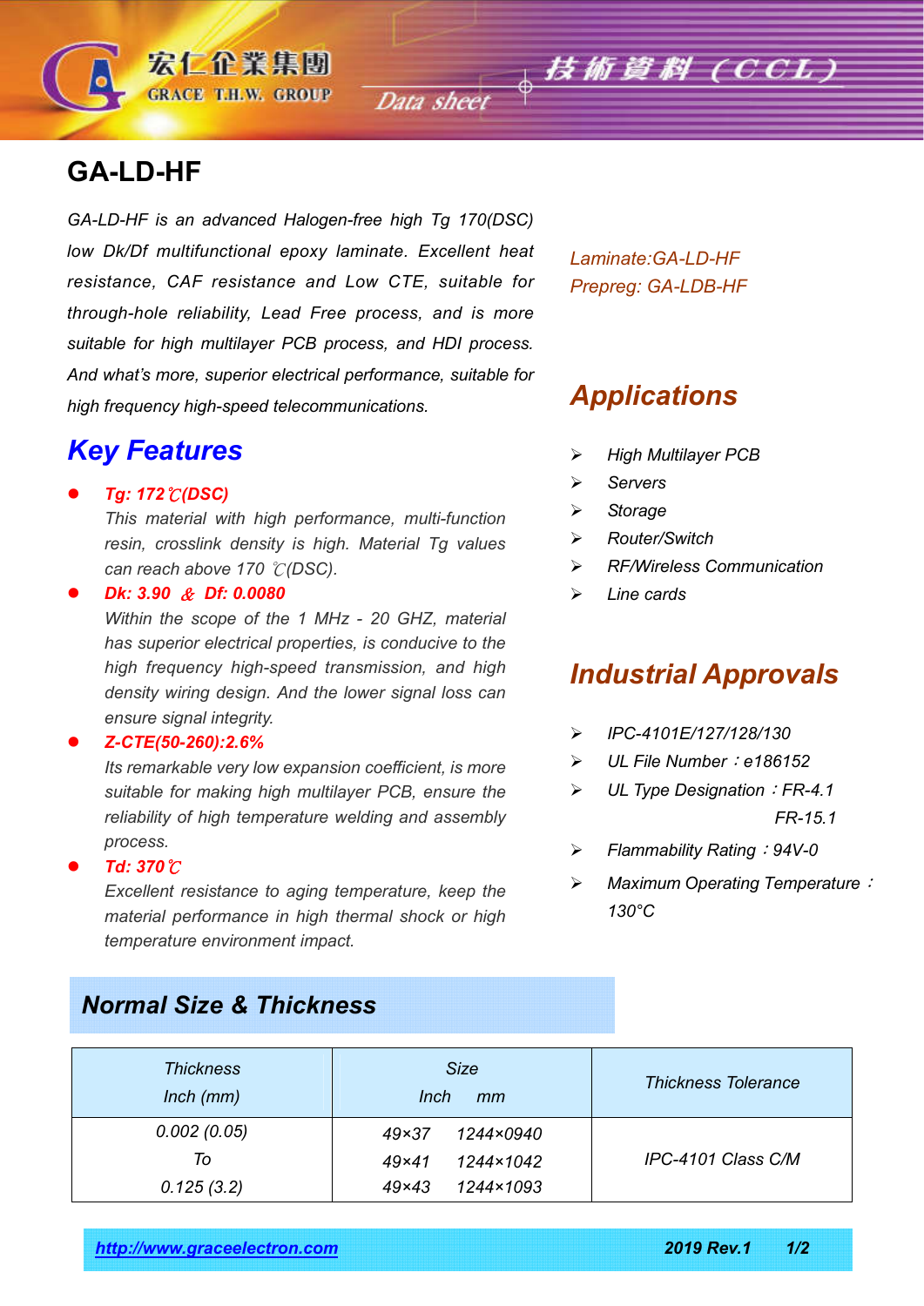# GA-LD-HF

*GA-LD-HF is an advanced Halogen-free high Tg 170(DSC) low Dk/Df multifunctional epoxy laminate. Excellent heat resistance, CAF resistance and Low CTE, suitable for through-hole reliability, Lead Free process, and is more suitable for high multilayer PCB process, and HDI process. And what's more, superior electrical performance, suitable for high frequency high-speed telecommunications.*

*Laminate:GA-LD-HF*
*Prepreg: GA-LDB-HF*

## Key Features

- ***Tg: 172℃(DSC)***
  *This material with high performance, multi-function resin, crosslink density is high. Material Tg values can reach above 170 ℃(DSC).*
- ***Dk: 3.90 & Df: 0.0080***
  *Within the scope of the 1 MHz - 20 GHZ, material has superior electrical properties, is conducive to the high frequency high-speed transmission, and high density wiring design. And the lower signal loss can ensure signal integrity.*
- ***Z-CTE(50-260):2.6%***
  *Its remarkable very low expansion coefficient, is more suitable for making high multilayer PCB, ensure the reliability of high temperature welding and assembly process.*
- ***Td: 370℃***
  *Excellent resistance to aging temperature, keep the material performance in high thermal shock or high temperature environment impact.*

## Applications

- *High Multilayer PCB*
- *Servers*
- *Storage*
- *Router/Switch*
- *RF/Wireless Communication*
- *Line cards*

## Industrial Approvals

- *IPC-4101E/127/128/130*
- *UL File Number：e186152*
- *UL Type Designation：FR-4.1 FR-15.1*
- *Flammability Rating：94V-0*
- *Maximum Operating Temperature：130°C*

## Normal Size & Thickness

| Thickness Inch (mm) | Size Inch mm | Thickness Tolerance |
|---|---|---|
| 0.002 (0.05) To 0.125 (3.2) | 49×37 1244×0940<br>49×41 1244×1042<br>49×43 1244×1093 | IPC-4101 Class C/M |

http://www.graceelectron.com 2019 Rev.1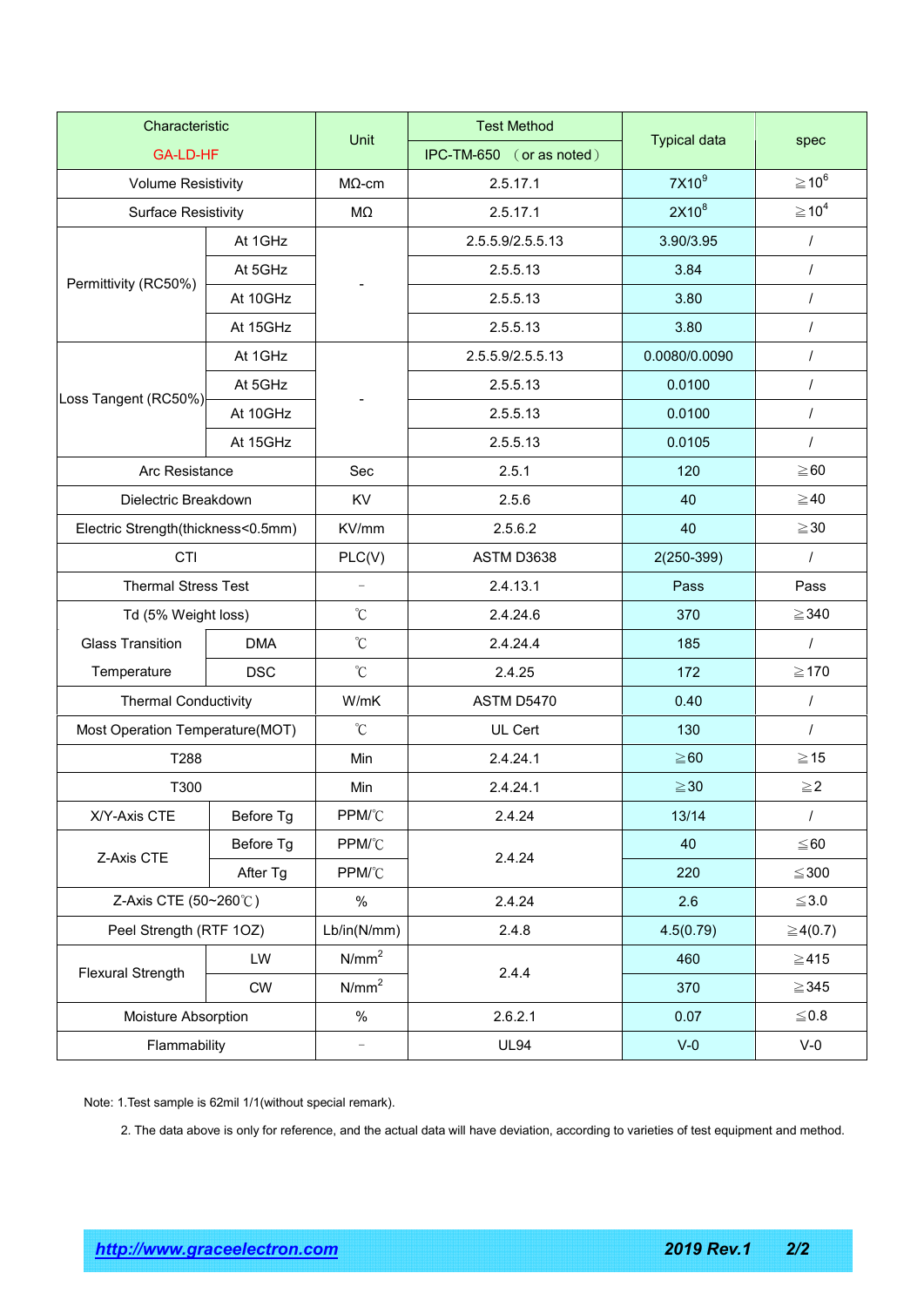| Characteristic GA-LD-HF | | Unit | Test Method IPC-TM-650 （or as noted） | Typical data | spec |
|---|---|---|---|---|---|
| Volume Resistivity | | MΩ-cm | 2.5.17.1 | $7X10^9$ | ≧$10^6$ |
| Surface Resistivity | | MΩ | 2.5.17.1 | $2X10^8$ | ≧$10^4$ |
| Permittivity (RC50%) | At 1GHz | - | 2.5.5.9/2.5.5.13 | 3.90/3.95 | / |
| | At 5GHz | | 2.5.5.13 | 3.84 | / |
| | At 10GHz | | 2.5.5.13 | 3.80 | / |
| | At 15GHz | | 2.5.5.13 | 3.80 | / |
| Loss Tangent (RC50%) | At 1GHz | - | 2.5.5.9/2.5.5.13 | 0.0080/0.0090 | / |
| | At 5GHz | | 2.5.5.13 | 0.0100 | / |
| | At 10GHz | | 2.5.5.13 | 0.0100 | / |
| | At 15GHz | | 2.5.5.13 | 0.0105 | / |
| Arc Resistance | | Sec | 2.5.1 | 120 | ≧60 |
| Dielectric Breakdown | | KV | 2.5.6 | 40 | ≧40 |
| Electric Strength(thickness<0.5mm) | | KV/mm | 2.5.6.2 | 40 | ≧30 |
| CTI | | PLC(V) | ASTM D3638 | 2(250-399) | / |
| Thermal Stress Test | | － | 2.4.13.1 | Pass | Pass |
| Td (5% Weight loss) | | ℃ | 2.4.24.6 | 370 | ≧340 |
| Glass Transition Temperature | DMA | ℃ | 2.4.24.4 | 185 | / |
| | DSC | ℃ | 2.4.25 | 172 | ≧170 |
| Thermal Conductivity | | W/mK | ASTM D5470 | 0.40 | / |
| Most Operation Temperature(MOT) | | ℃ | UL Cert | 130 | / |
| T288 | | Min | 2.4.24.1 | ≧60 | ≧15 |
| T300 | | Min | 2.4.24.1 | ≧30 | ≧2 |
| X/Y-Axis CTE | Before Tg | PPM/℃ | 2.4.24 | 13/14 | / |
| Z-Axis CTE | Before Tg | PPM/℃ | 2.4.24 | 40 | ≦60 |
| | After Tg | PPM/℃ | | 220 | ≦300 |
| Z-Axis CTE (50~260℃) | | % | 2.4.24 | 2.6 | ≦3.0 |
| Peel Strength (RTF 1OZ) | | Lb/in(N/mm) | 2.4.8 | 4.5(0.79) | ≧4(0.7) |
| Flexural Strength | LW | $N/mm^2$ | 2.4.4 | 460 | ≧415 |
| | CW | $N/mm^2$ | | 370 | ≧345 |
| Moisture Absorption | | % | 2.6.2.1 | 0.07 | ≦0.8 |
| Flammability | | － | UL94 | V-0 | V-0 |

Note: 1.Test sample is 62mil 1/1(without special remark).

2. The data above is only for reference, and the actual data will have deviation, according to varieties of test equipment and method.